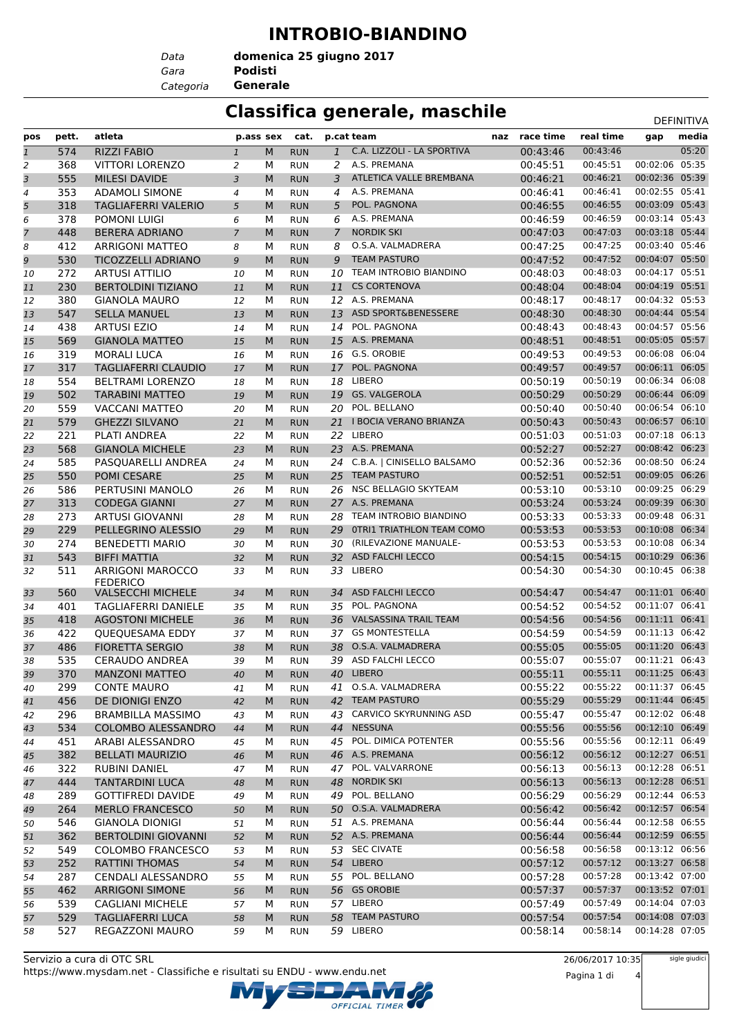# INTROBIO-BIANDINO

*Data* **domenica 25 giugno 2017**
*Gara* **Podisti**
*Categoria* **Generale**

## Classifica generale, maschile

DEFINITIVA

| pos | pett. | atleta | p.ass | sex | cat. | p.cat | team | naz | race time | real time | gap | media |
|---|---|---|---|---|---|---|---|---|---|---|---|---|
| 1 | 574 | RIZZI FABIO | 1 | M | RUN | 1 | C.A. LIZZOLI - LA SPORTIVA | | 00:43:46 | 00:43:46 | | 05:20 |
| 2 | 368 | VITTORI LORENZO | 2 | M | RUN | 2 | A.S. PREMANA | | 00:45:51 | 00:45:51 | 00:02:06 | 05:35 |
| 3 | 555 | MILESI DAVIDE | 3 | M | RUN | 3 | ATLETICA VALLE BREMBANA | | 00:46:21 | 00:46:21 | 00:02:36 | 05:39 |
| 4 | 353 | ADAMOLI SIMONE | 4 | M | RUN | 4 | A.S. PREMANA | | 00:46:41 | 00:46:41 | 00:02:55 | 05:41 |
| 5 | 318 | TAGLIAFERRI VALERIO | 5 | M | RUN | 5 | POL. PAGNONA | | 00:46:55 | 00:46:55 | 00:03:09 | 05:43 |
| 6 | 378 | POMONI LUIGI | 6 | M | RUN | 6 | A.S. PREMANA | | 00:46:59 | 00:46:59 | 00:03:14 | 05:43 |
| 7 | 448 | BERERA ADRIANO | 7 | M | RUN | 7 | NORDIK SKI | | 00:47:03 | 00:47:03 | 00:03:18 | 05:44 |
| 8 | 412 | ARRIGONI MATTEO | 8 | M | RUN | 8 | O.S.A. VALMADRERA | | 00:47:25 | 00:47:25 | 00:03:40 | 05:46 |
| 9 | 530 | TICOZZELLI ADRIANO | 9 | M | RUN | 9 | TEAM PASTURO | | 00:47:52 | 00:47:52 | 00:04:07 | 05:50 |
| 10 | 272 | ARTUSI ATTILIO | 10 | M | RUN | 10 | TEAM INTROBIO BIANDINO | | 00:48:03 | 00:48:03 | 00:04:17 | 05:51 |
| 11 | 230 | BERTOLDINI TIZIANO | 11 | M | RUN | 11 | CS CORTENOVA | | 00:48:04 | 00:48:04 | 00:04:19 | 05:51 |
| 12 | 380 | GIANOLA MAURO | 12 | M | RUN | 12 | A.S. PREMANA | | 00:48:17 | 00:48:17 | 00:04:32 | 05:53 |
| 13 | 547 | SELLA MANUEL | 13 | M | RUN | 13 | ASD SPORT&BENESSERE | | 00:48:30 | 00:48:30 | 00:04:44 | 05:54 |
| 14 | 438 | ARTUSI EZIO | 14 | M | RUN | 14 | POL. PAGNONA | | 00:48:43 | 00:48:43 | 00:04:57 | 05:56 |
| 15 | 569 | GIANOLA MATTEO | 15 | M | RUN | 15 | A.S. PREMANA | | 00:48:51 | 00:48:51 | 00:05:05 | 05:57 |
| 16 | 319 | MORALI LUCA | 16 | M | RUN | 16 | G.S. OROBIE | | 00:49:53 | 00:49:53 | 00:06:08 | 06:04 |
| 17 | 317 | TAGLIAFERRI CLAUDIO | 17 | M | RUN | 17 | POL. PAGNONA | | 00:49:57 | 00:49:57 | 00:06:11 | 06:05 |
| 18 | 554 | BELTRAMI LORENZO | 18 | M | RUN | 18 | LIBERO | | 00:50:19 | 00:50:19 | 00:06:34 | 06:08 |
| 19 | 502 | TARABINI MATTEO | 19 | M | RUN | 19 | GS. VALGEROLA | | 00:50:29 | 00:50:29 | 00:06:44 | 06:09 |
| 20 | 559 | VACCANI MATTEO | 20 | M | RUN | 20 | POL. BELLANO | | 00:50:40 | 00:50:40 | 00:06:54 | 06:10 |
| 21 | 579 | GHEZZI SILVANO | 21 | M | RUN | 21 | I BOCIA VERANO BRIANZA | | 00:50:43 | 00:50:43 | 00:06:57 | 06:10 |
| 22 | 221 | PLATI ANDREA | 22 | M | RUN | 22 | LIBERO | | 00:51:03 | 00:51:03 | 00:07:18 | 06:13 |
| 23 | 568 | GIANOLA MICHELE | 23 | M | RUN | 23 | A.S. PREMANA | | 00:52:27 | 00:52:27 | 00:08:42 | 06:23 |
| 24 | 585 | PASQUARELLI ANDREA | 24 | M | RUN | 24 | C.B.A. \| CINISELLO BALSAMO | | 00:52:36 | 00:52:36 | 00:08:50 | 06:24 |
| 25 | 550 | POMI CESARE | 25 | M | RUN | 25 | TEAM PASTURO | | 00:52:51 | 00:52:51 | 00:09:05 | 06:26 |
| 26 | 586 | PERTUSINI MANOLO | 26 | M | RUN | 26 | NSC BELLAGIO SKYTEAM | | 00:53:10 | 00:53:10 | 00:09:25 | 06:29 |
| 27 | 313 | CODEGA GIANNI | 27 | M | RUN | 27 | A.S. PREMANA | | 00:53:24 | 00:53:24 | 00:09:39 | 06:30 |
| 28 | 273 | ARTUSI GIOVANNI | 28 | M | RUN | 28 | TEAM INTROBIO BIANDINO | | 00:53:33 | 00:53:33 | 00:09:48 | 06:31 |
| 29 | 229 | PELLEGRINO ALESSIO | 29 | M | RUN | 29 | 0TRI1 TRIATHLON TEAM COMO | | 00:53:53 | 00:53:53 | 00:10:08 | 06:34 |
| 30 | 274 | BENEDETTI MARIO | 30 | M | RUN | 30 | (RILEVAZIONE MANUALE- | | 00:53:53 | 00:53:53 | 00:10:08 | 06:34 |
| 31 | 543 | BIFFI MATTIA | 32 | M | RUN | 32 | ASD FALCHI LECCO | | 00:54:15 | 00:54:15 | 00:10:29 | 06:36 |
| 32 | 511 | ARRIGONI MAROCCO FEDERICO | 33 | M | RUN | 33 | LIBERO | | 00:54:30 | 00:54:30 | 00:10:45 | 06:38 |
| 33 | 560 | VALSECCHI MICHELE | 34 | M | RUN | 34 | ASD FALCHI LECCO | | 00:54:47 | 00:54:47 | 00:11:01 | 06:40 |
| 34 | 401 | TAGLIAFERRI DANIELE | 35 | M | RUN | 35 | POL. PAGNONA | | 00:54:52 | 00:54:52 | 00:11:07 | 06:41 |
| 35 | 418 | AGOSTONI MICHELE | 36 | M | RUN | 36 | VALSASSINA TRAIL TEAM | | 00:54:56 | 00:54:56 | 00:11:11 | 06:41 |
| 36 | 422 | QUEQUESAMA EDDY | 37 | M | RUN | 37 | GS MONTESTELLA | | 00:54:59 | 00:54:59 | 00:11:13 | 06:42 |
| 37 | 486 | FIORETTA SERGIO | 38 | M | RUN | 38 | O.S.A. VALMADRERA | | 00:55:05 | 00:55:05 | 00:11:20 | 06:43 |
| 38 | 535 | CERAUDO ANDREA | 39 | M | RUN | 39 | ASD FALCHI LECCO | | 00:55:07 | 00:55:07 | 00:11:21 | 06:43 |
| 39 | 370 | MANZONI MATTEO | 40 | M | RUN | 40 | LIBERO | | 00:55:11 | 00:55:11 | 00:11:25 | 06:43 |
| 40 | 299 | CONTE MAURO | 41 | M | RUN | 41 | O.S.A. VALMADRERA | | 00:55:22 | 00:55:22 | 00:11:37 | 06:45 |
| 41 | 456 | DE DIONIGI ENZO | 42 | M | RUN | 42 | TEAM PASTURO | | 00:55:29 | 00:55:29 | 00:11:44 | 06:45 |
| 42 | 296 | BRAMBILLA MASSIMO | 43 | M | RUN | 43 | CARVICO SKYRUNNING ASD | | 00:55:47 | 00:55:47 | 00:12:02 | 06:48 |
| 43 | 534 | COLOMBO ALESSANDRO | 44 | M | RUN | 44 | NESSUNA | | 00:55:56 | 00:55:56 | 00:12:10 | 06:49 |
| 44 | 451 | ARABI ALESSANDRO | 45 | M | RUN | 45 | POL. DIMICA POTENTER | | 00:55:56 | 00:55:56 | 00:12:11 | 06:49 |
| 45 | 382 | BELLATI MAURIZIO | 46 | M | RUN | 46 | A.S. PREMANA | | 00:56:12 | 00:56:12 | 00:12:27 | 06:51 |
| 46 | 322 | RUBINI DANIEL | 47 | M | RUN | 47 | POL. VALVARRONE | | 00:56:13 | 00:56:13 | 00:12:28 | 06:51 |
| 47 | 444 | TANTARDINI LUCA | 48 | M | RUN | 48 | NORDIK SKI | | 00:56:13 | 00:56:13 | 00:12:28 | 06:51 |
| 48 | 289 | GOTTIFREDI DAVIDE | 49 | M | RUN | 49 | POL. BELLANO | | 00:56:29 | 00:56:29 | 00:12:44 | 06:53 |
| 49 | 264 | MERLO FRANCESCO | 50 | M | RUN | 50 | O.S.A. VALMADRERA | | 00:56:42 | 00:56:42 | 00:12:57 | 06:54 |
| 50 | 546 | GIANOLA DIONIGI | 51 | M | RUN | 51 | A.S. PREMANA | | 00:56:44 | 00:56:44 | 00:12:58 | 06:55 |
| 51 | 362 | BERTOLDINI GIOVANNI | 52 | M | RUN | 52 | A.S. PREMANA | | 00:56:44 | 00:56:44 | 00:12:59 | 06:55 |
| 52 | 549 | COLOMBO FRANCESCO | 53 | M | RUN | 53 | SEC CIVATE | | 00:56:58 | 00:56:58 | 00:13:12 | 06:56 |
| 53 | 252 | RATTINI THOMAS | 54 | M | RUN | 54 | LIBERO | | 00:57:12 | 00:57:12 | 00:13:27 | 06:58 |
| 54 | 287 | CENDALI ALESSANDRO | 55 | M | RUN | 55 | POL. BELLANO | | 00:57:28 | 00:57:28 | 00:13:42 | 07:00 |
| 55 | 462 | ARRIGONI SIMONE | 56 | M | RUN | 56 | GS OROBIE | | 00:57:37 | 00:57:37 | 00:13:52 | 07:01 |
| 56 | 539 | CAGLIANI MICHELE | 57 | M | RUN | 57 | LIBERO | | 00:57:49 | 00:57:49 | 00:14:04 | 07:03 |
| 57 | 529 | TAGLIAFERRI LUCA | 58 | M | RUN | 58 | TEAM PASTURO | | 00:57:54 | 00:57:54 | 00:14:08 | 07:03 |
| 58 | 527 | REGAZZONI MAURO | 59 | M | RUN | 59 | LIBERO | | 00:58:14 | 00:58:14 | 00:14:28 | 07:05 |

Servizio a cura di OTC SRL
https://www.mysdam.net - Classifiche e risultati su ENDU - www.endu.net

26/06/2017 10:35

sigle giudici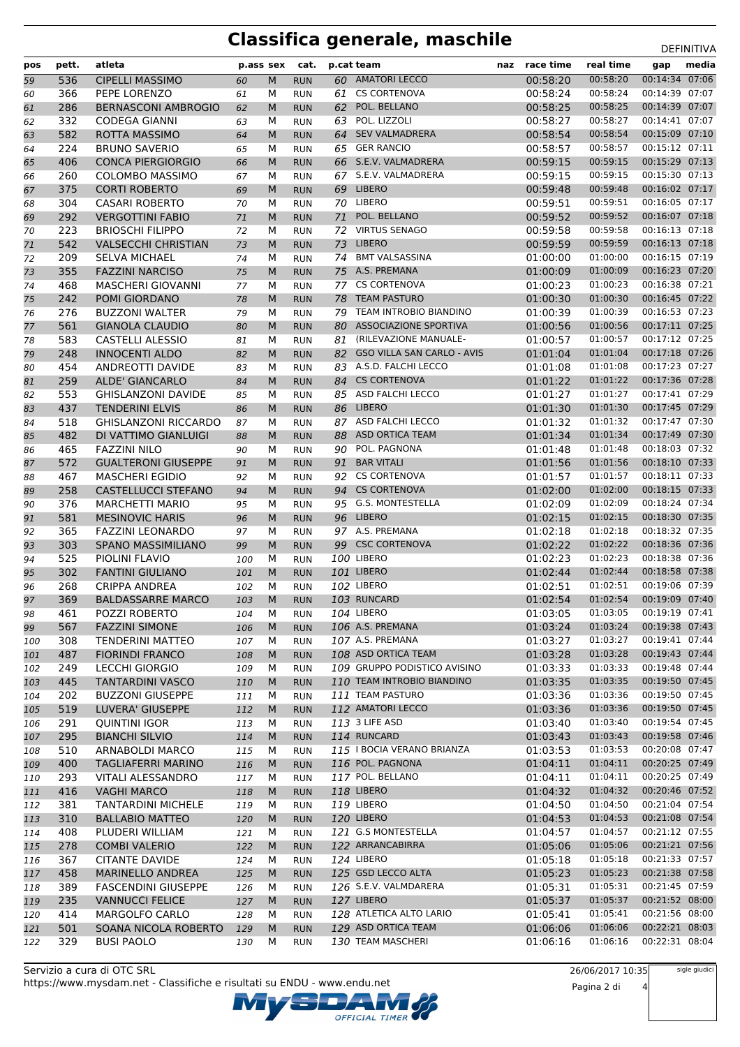# Classifica generale, maschile

DEFINITIVA

| pos | pett. | atleta | p.ass | sex | cat. | p.cat | team | naz | race time | real time | gap | media |
|---|---|---|---|---|---|---|---|---|---|---|---|---|
| 59 | 536 | CIPELLI MASSIMO | 60 | M | RUN | 60 | AMATORI LECCO | | 00:58:20 | 00:58:20 | 00:14:34 | 07:06 |
| 60 | 366 | PEPE LORENZO | 61 | M | RUN | 61 | CS CORTENOVA | | 00:58:24 | 00:58:24 | 00:14:39 | 07:07 |
| 61 | 286 | BERNASCONI AMBROGIO | 62 | M | RUN | 62 | POL. BELLANO | | 00:58:25 | 00:58:25 | 00:14:39 | 07:07 |
| 62 | 332 | CODEGA GIANNI | 63 | M | RUN | 63 | POL. LIZZOLI | | 00:58:27 | 00:58:27 | 00:14:41 | 07:07 |
| 63 | 582 | ROTTA MASSIMO | 64 | M | RUN | 64 | SEV VALMADRERA | | 00:58:54 | 00:58:54 | 00:15:09 | 07:10 |
| 64 | 224 | BRUNO SAVERIO | 65 | M | RUN | 65 | GER RANCIO | | 00:58:57 | 00:58:57 | 00:15:12 | 07:11 |
| 65 | 406 | CONCA PIERGIORGIO | 66 | M | RUN | 66 | S.E.V. VALMADRERA | | 00:59:15 | 00:59:15 | 00:15:29 | 07:13 |
| 66 | 260 | COLOMBO MASSIMO | 67 | M | RUN | 67 | S.E.V. VALMADRERA | | 00:59:15 | 00:59:15 | 00:15:30 | 07:13 |
| 67 | 375 | CORTI ROBERTO | 69 | M | RUN | 69 | LIBERO | | 00:59:48 | 00:59:48 | 00:16:02 | 07:17 |
| 68 | 304 | CASARI ROBERTO | 70 | M | RUN | 70 | LIBERO | | 00:59:51 | 00:59:51 | 00:16:05 | 07:17 |
| 69 | 292 | VERGOTTINI FABIO | 71 | M | RUN | 71 | POL. BELLANO | | 00:59:52 | 00:59:52 | 00:16:07 | 07:18 |
| 70 | 223 | BRIOSCHI FILIPPO | 72 | M | RUN | 72 | VIRTUS SENAGO | | 00:59:58 | 00:59:58 | 00:16:13 | 07:18 |
| 71 | 542 | VALSECCHI CHRISTIAN | 73 | M | RUN | 73 | LIBERO | | 00:59:59 | 00:59:59 | 00:16:13 | 07:18 |
| 72 | 209 | SELVA MICHAEL | 74 | M | RUN | 74 | BMT VALSASSINA | | 01:00:00 | 01:00:00 | 00:16:15 | 07:19 |
| 73 | 355 | FAZZINI NARCISO | 75 | M | RUN | 75 | A.S. PREMANA | | 01:00:09 | 01:00:09 | 00:16:23 | 07:20 |
| 74 | 468 | MASCHERI GIOVANNI | 77 | M | RUN | 77 | CS CORTENOVA | | 01:00:23 | 01:00:23 | 00:16:38 | 07:21 |
| 75 | 242 | POMI GIORDANO | 78 | M | RUN | 78 | TEAM PASTURO | | 01:00:30 | 01:00:30 | 00:16:45 | 07:22 |
| 76 | 276 | BUZZONI WALTER | 79 | M | RUN | 79 | TEAM INTROBIO BIANDINO | | 01:00:39 | 01:00:39 | 00:16:53 | 07:23 |
| 77 | 561 | GIANOLA CLAUDIO | 80 | M | RUN | 80 | ASSOCIAZIONE SPORTIVA | | 01:00:56 | 01:00:56 | 00:17:11 | 07:25 |
| 78 | 583 | CASTELLI ALESSIO | 81 | M | RUN | 81 | (RILEVAZIONE MANUALE- | | 01:00:57 | 01:00:57 | 00:17:12 | 07:25 |
| 79 | 248 | INNOCENTI ALDO | 82 | M | RUN | 82 | GSO VILLA SAN CARLO - AVIS | | 01:01:04 | 01:01:04 | 00:17:18 | 07:26 |
| 80 | 454 | ANDREOTTI DAVIDE | 83 | M | RUN | 83 | A.S.D. FALCHI LECCO | | 01:01:08 | 01:01:08 | 00:17:23 | 07:27 |
| 81 | 259 | ALDE' GIANCARLO | 84 | M | RUN | 84 | CS CORTENOVA | | 01:01:22 | 01:01:22 | 00:17:36 | 07:28 |
| 82 | 553 | GHISLANZONI DAVIDE | 85 | M | RUN | 85 | ASD FALCHI LECCO | | 01:01:27 | 01:01:27 | 00:17:41 | 07:29 |
| 83 | 437 | TENDERINI ELVIS | 86 | M | RUN | 86 | LIBERO | | 01:01:30 | 01:01:30 | 00:17:45 | 07:29 |
| 84 | 518 | GHISLANZONI RICCARDO | 87 | M | RUN | 87 | ASD FALCHI LECCO | | 01:01:32 | 01:01:32 | 00:17:47 | 07:30 |
| 85 | 482 | DI VATTIMO GIANLUIGI | 88 | M | RUN | 88 | ASD ORTICA TEAM | | 01:01:34 | 01:01:34 | 00:17:49 | 07:30 |
| 86 | 465 | FAZZINI NILO | 90 | M | RUN | 90 | POL. PAGNONA | | 01:01:48 | 01:01:48 | 00:18:03 | 07:32 |
| 87 | 572 | GUALTERONI GIUSEPPE | 91 | M | RUN | 91 | BAR VITALI | | 01:01:56 | 01:01:56 | 00:18:10 | 07:33 |
| 88 | 467 | MASCHERI EGIDIO | 92 | M | RUN | 92 | CS CORTENOVA | | 01:01:57 | 01:01:57 | 00:18:11 | 07:33 |
| 89 | 258 | CASTELLUCCI STEFANO | 94 | M | RUN | 94 | CS CORTENOVA | | 01:02:00 | 01:02:00 | 00:18:15 | 07:33 |
| 90 | 376 | MARCHETTI MARIO | 95 | M | RUN | 95 | G.S. MONTESTELLA | | 01:02:09 | 01:02:09 | 00:18:24 | 07:34 |
| 91 | 581 | MESINOVIC HARIS | 96 | M | RUN | 96 | LIBERO | | 01:02:15 | 01:02:15 | 00:18:30 | 07:35 |
| 92 | 365 | FAZZINI LEONARDO | 97 | M | RUN | 97 | A.S. PREMANA | | 01:02:18 | 01:02:18 | 00:18:32 | 07:35 |
| 93 | 303 | SPANO MASSIMILIANO | 99 | M | RUN | 99 | CSC CORTENOVA | | 01:02:22 | 01:02:22 | 00:18:36 | 07:36 |
| 94 | 525 | PIOLINI FLAVIO | 100 | M | RUN | 100 | LIBERO | | 01:02:23 | 01:02:23 | 00:18:38 | 07:36 |
| 95 | 302 | FANTINI GIULIANO | 101 | M | RUN | 101 | LIBERO | | 01:02:44 | 01:02:44 | 00:18:58 | 07:38 |
| 96 | 268 | CRIPPA ANDREA | 102 | M | RUN | 102 | LIBERO | | 01:02:51 | 01:02:51 | 00:19:06 | 07:39 |
| 97 | 369 | BALDASSARRE MARCO | 103 | M | RUN | 103 | RUNCARD | | 01:02:54 | 01:02:54 | 00:19:09 | 07:40 |
| 98 | 461 | POZZI ROBERTO | 104 | M | RUN | 104 | LIBERO | | 01:03:05 | 01:03:05 | 00:19:19 | 07:41 |
| 99 | 567 | FAZZINI SIMONE | 106 | M | RUN | 106 | A.S. PREMANA | | 01:03:24 | 01:03:24 | 00:19:38 | 07:43 |
| 100 | 308 | TENDERINI MATTEO | 107 | M | RUN | 107 | A.S. PREMANA | | 01:03:27 | 01:03:27 | 00:19:41 | 07:44 |
| 101 | 487 | FIORINDI FRANCO | 108 | M | RUN | 108 | ASD ORTICA TEAM | | 01:03:28 | 01:03:28 | 00:19:43 | 07:44 |
| 102 | 249 | LECCHI GIORGIO | 109 | M | RUN | 109 | GRUPPO PODISTICO AVISINO | | 01:03:33 | 01:03:33 | 00:19:48 | 07:44 |
| 103 | 445 | TANTARDINI VASCO | 110 | M | RUN | 110 | TEAM INTROBIO BIANDINO | | 01:03:35 | 01:03:35 | 00:19:50 | 07:45 |
| 104 | 202 | BUZZONI GIUSEPPE | 111 | M | RUN | 111 | TEAM PASTURO | | 01:03:36 | 01:03:36 | 00:19:50 | 07:45 |
| 105 | 519 | LUVERA' GIUSEPPE | 112 | M | RUN | 112 | AMATORI LECCO | | 01:03:36 | 01:03:36 | 00:19:50 | 07:45 |
| 106 | 291 | QUINTINI IGOR | 113 | M | RUN | 113 | 3 LIFE ASD | | 01:03:40 | 01:03:40 | 00:19:54 | 07:45 |
| 107 | 295 | BIANCHI SILVIO | 114 | M | RUN | 114 | RUNCARD | | 01:03:43 | 01:03:43 | 00:19:58 | 07:46 |
| 108 | 510 | ARNABOLDI MARCO | 115 | M | RUN | 115 | I BOCIA VERANO BRIANZA | | 01:03:53 | 01:03:53 | 00:20:08 | 07:47 |
| 109 | 400 | TAGLIAFERRI MARINO | 116 | M | RUN | 116 | POL. PAGNONA | | 01:04:11 | 01:04:11 | 00:20:25 | 07:49 |
| 110 | 293 | VITALI ALESSANDRO | 117 | M | RUN | 117 | POL. BELLANO | | 01:04:11 | 01:04:11 | 00:20:25 | 07:49 |
| 111 | 416 | VAGHI MARCO | 118 | M | RUN | 118 | LIBERO | | 01:04:32 | 01:04:32 | 00:20:46 | 07:52 |
| 112 | 381 | TANTARDINI MICHELE | 119 | M | RUN | 119 | LIBERO | | 01:04:50 | 01:04:50 | 00:21:04 | 07:54 |
| 113 | 310 | BALLABIO MATTEO | 120 | M | RUN | 120 | LIBERO | | 01:04:53 | 01:04:53 | 00:21:08 | 07:54 |
| 114 | 408 | PLUDERI WILLIAM | 121 | M | RUN | 121 | G.S MONTESTELLA | | 01:04:57 | 01:04:57 | 00:21:12 | 07:55 |
| 115 | 278 | COMBI VALERIO | 122 | M | RUN | 122 | ARRANCABIRRA | | 01:05:06 | 01:05:06 | 00:21:21 | 07:56 |
| 116 | 367 | CITANTE DAVIDE | 124 | M | RUN | 124 | LIBERO | | 01:05:18 | 01:05:18 | 00:21:33 | 07:57 |
| 117 | 458 | MARINELLO ANDREA | 125 | M | RUN | 125 | GSD LECCO ALTA | | 01:05:23 | 01:05:23 | 00:21:38 | 07:58 |
| 118 | 389 | FASCENDINI GIUSEPPE | 126 | M | RUN | 126 | S.E.V. VALMDARERA | | 01:05:31 | 01:05:31 | 00:21:45 | 07:59 |
| 119 | 235 | VANNUCCI FELICE | 127 | M | RUN | 127 | LIBERO | | 01:05:37 | 01:05:37 | 00:21:52 | 08:00 |
| 120 | 414 | MARGOLFO CARLO | 128 | M | RUN | 128 | ATLETICA ALTO LARIO | | 01:05:41 | 01:05:41 | 00:21:56 | 08:00 |
| 121 | 501 | SOANA NICOLA ROBERTO | 129 | M | RUN | 129 | ASD ORTICA TEAM | | 01:06:06 | 01:06:06 | 00:22:21 | 08:03 |
| 122 | 329 | BUSI PAOLO | 130 | M | RUN | 130 | TEAM MASCHERI | | 01:06:16 | 01:06:16 | 00:22:31 | 08:04 |

Servizio a cura di OTC SRL
https://www.mysdam.net - Classifiche e risultati su ENDU - www.endu.net

26/06/2017 10:35

sigle giudici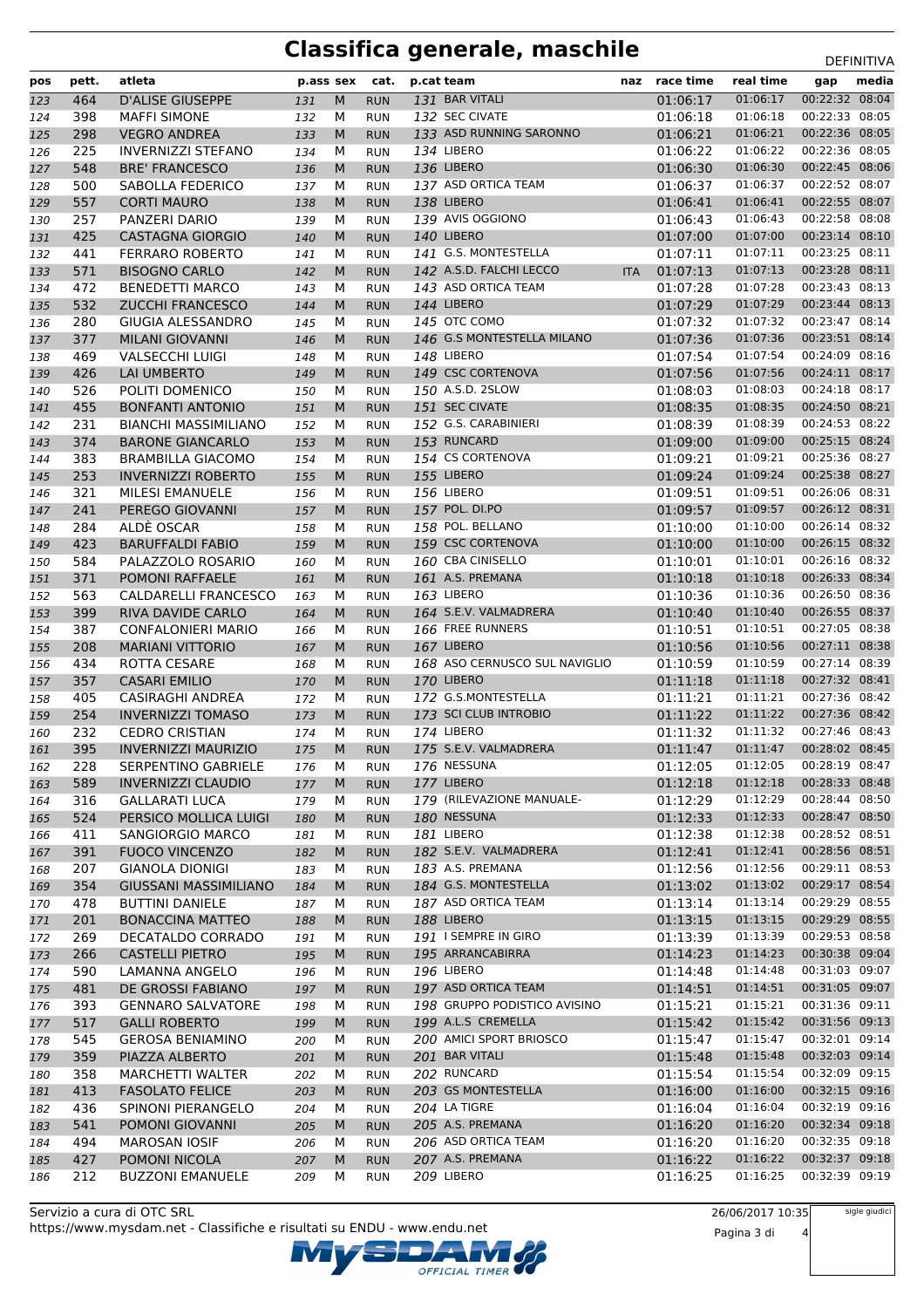# Classifica generale, maschile

DEFINITIVA

| pos | pett. | atleta | p.ass | sex | cat. | p.cat | team | naz | race time | real time | gap | media |
|---|---|---|---|---|---|---|---|---|---|---|---|---|
| 123 | 464 | D'ALISE GIUSEPPE | 131 | M | RUN | 131 | BAR VITALI | | 01:06:17 | 01:06:17 | 00:22:32 | 08:04 |
| 124 | 398 | MAFFI SIMONE | 132 | M | RUN | 132 | SEC CIVATE | | 01:06:18 | 01:06:18 | 00:22:33 | 08:05 |
| 125 | 298 | VEGRO ANDREA | 133 | M | RUN | 133 | ASD RUNNING SARONNO | | 01:06:21 | 01:06:21 | 00:22:36 | 08:05 |
| 126 | 225 | INVERNIZZI STEFANO | 134 | M | RUN | 134 | LIBERO | | 01:06:22 | 01:06:22 | 00:22:36 | 08:05 |
| 127 | 548 | BRE' FRANCESCO | 136 | M | RUN | 136 | LIBERO | | 01:06:30 | 01:06:30 | 00:22:45 | 08:06 |
| 128 | 500 | SABOLLA FEDERICO | 137 | M | RUN | 137 | ASD ORTICA TEAM | | 01:06:37 | 01:06:37 | 00:22:52 | 08:07 |
| 129 | 557 | CORTI MAURO | 138 | M | RUN | 138 | LIBERO | | 01:06:41 | 01:06:41 | 00:22:55 | 08:07 |
| 130 | 257 | PANZERI DARIO | 139 | M | RUN | 139 | AVIS OGGIONO | | 01:06:43 | 01:06:43 | 00:22:58 | 08:08 |
| 131 | 425 | CASTAGNA GIORGIO | 140 | M | RUN | 140 | LIBERO | | 01:07:00 | 01:07:00 | 00:23:14 | 08:10 |
| 132 | 441 | FERRARO ROBERTO | 141 | M | RUN | 141 | G.S. MONTESTELLA | | 01:07:11 | 01:07:11 | 00:23:25 | 08:11 |
| 133 | 571 | BISOGNO CARLO | 142 | M | RUN | 142 | A.S.D. FALCHI LECCO | ITA | 01:07:13 | 01:07:13 | 00:23:28 | 08:11 |
| 134 | 472 | BENEDETTI MARCO | 143 | M | RUN | 143 | ASD ORTICA TEAM | | 01:07:28 | 01:07:28 | 00:23:43 | 08:13 |
| 135 | 532 | ZUCCHI FRANCESCO | 144 | M | RUN | 144 | LIBERO | | 01:07:29 | 01:07:29 | 00:23:44 | 08:13 |
| 136 | 280 | GIUGIA ALESSANDRO | 145 | M | RUN | 145 | OTC COMO | | 01:07:32 | 01:07:32 | 00:23:47 | 08:14 |
| 137 | 377 | MILANI GIOVANNI | 146 | M | RUN | 146 | G.S MONTESTELLA MILANO | | 01:07:36 | 01:07:36 | 00:23:51 | 08:14 |
| 138 | 469 | VALSECCHI LUIGI | 148 | M | RUN | 148 | LIBERO | | 01:07:54 | 01:07:54 | 00:24:09 | 08:16 |
| 139 | 426 | LAI UMBERTO | 149 | M | RUN | 149 | CSC CORTENOVA | | 01:07:56 | 01:07:56 | 00:24:11 | 08:17 |
| 140 | 526 | POLITI DOMENICO | 150 | M | RUN | 150 | A.S.D. 2SLOW | | 01:08:03 | 01:08:03 | 00:24:18 | 08:17 |
| 141 | 455 | BONFANTI ANTONIO | 151 | M | RUN | 151 | SEC CIVATE | | 01:08:35 | 01:08:35 | 00:24:50 | 08:21 |
| 142 | 231 | BIANCHI MASSIMILIANO | 152 | M | RUN | 152 | G.S. CARABINIERI | | 01:08:39 | 01:08:39 | 00:24:53 | 08:22 |
| 143 | 374 | BONZANI GIANCARLO | 153 | M | RUN | 153 | RUNCARD | | 01:09:00 | 01:09:00 | 00:25:15 | 08:24 |
| 144 | 383 | BRAMBILLA GIACOMO | 154 | M | RUN | 154 | CS CORTENOVA | | 01:09:21 | 01:09:21 | 00:25:36 | 08:27 |
| 145 | 253 | INVERNIZZI ROBERTO | 155 | M | RUN | 155 | LIBERO | | 01:09:24 | 01:09:24 | 00:25:38 | 08:27 |
| 146 | 321 | MILESI EMANUELE | 156 | M | RUN | 156 | LIBERO | | 01:09:51 | 01:09:51 | 00:26:06 | 08:31 |
| 147 | 241 | PEREGO GIOVANNI | 157 | M | RUN | 157 | POL. DI.PO | | 01:09:57 | 01:09:57 | 00:26:12 | 08:31 |
| 148 | 284 | ALDÈ OSCAR | 158 | M | RUN | 158 | POL. BELLANO | | 01:10:00 | 01:10:00 | 00:26:14 | 08:32 |
| 149 | 423 | BARUFFALDI FABIO | 159 | M | RUN | 159 | CSC CORTENOVA | | 01:10:00 | 01:10:00 | 00:26:15 | 08:32 |
| 150 | 584 | PALAZZOLO ROSARIO | 160 | M | RUN | 160 | CBA CINISELLO | | 01:10:01 | 01:10:01 | 00:26:16 | 08:32 |
| 151 | 371 | POMONI RAFFAELE | 161 | M | RUN | 161 | A.S. PREMANA | | 01:10:18 | 01:10:18 | 00:26:33 | 08:34 |
| 152 | 563 | CALDARELLI FRANCESCO | 163 | M | RUN | 163 | LIBERO | | 01:10:36 | 01:10:36 | 00:26:50 | 08:36 |
| 153 | 399 | RIVA DAVIDE CARLO | 164 | M | RUN | 164 | S.E.V. VALMADRERA | | 01:10:40 | 01:10:40 | 00:26:55 | 08:37 |
| 154 | 387 | CONFALONIERI MARIO | 166 | M | RUN | 166 | FREE RUNNERS | | 01:10:51 | 01:10:51 | 00:27:05 | 08:38 |
| 155 | 208 | MARIANI VITTORIO | 167 | M | RUN | 167 | LIBERO | | 01:10:56 | 01:10:56 | 00:27:11 | 08:38 |
| 156 | 434 | ROTTA CESARE | 168 | M | RUN | 168 | ASO CERNUSCO SUL NAVIGLIO | | 01:10:59 | 01:10:59 | 00:27:14 | 08:39 |
| 157 | 357 | CASARI EMILIO | 170 | M | RUN | 170 | LIBERO | | 01:11:18 | 01:11:18 | 00:27:32 | 08:41 |
| 158 | 405 | CASIRAGHI ANDREA | 172 | M | RUN | 172 | G.S.MONTESTELLA | | 01:11:21 | 01:11:21 | 00:27:36 | 08:42 |
| 159 | 254 | INVERNIZZI TOMASO | 173 | M | RUN | 173 | SCI CLUB INTROBIO | | 01:11:22 | 01:11:22 | 00:27:36 | 08:42 |
| 160 | 232 | CEDRO CRISTIAN | 174 | M | RUN | 174 | LIBERO | | 01:11:32 | 01:11:32 | 00:27:46 | 08:43 |
| 161 | 395 | INVERNIZZI MAURIZIO | 175 | M | RUN | 175 | S.E.V. VALMADRERA | | 01:11:47 | 01:11:47 | 00:28:02 | 08:45 |
| 162 | 228 | SERPENTINO GABRIELE | 176 | M | RUN | 176 | NESSUNA | | 01:12:05 | 01:12:05 | 00:28:19 | 08:47 |
| 163 | 589 | INVERNIZZI CLAUDIO | 177 | M | RUN | 177 | LIBERO | | 01:12:18 | 01:12:18 | 00:28:33 | 08:48 |
| 164 | 316 | GALLARATI LUCA | 179 | M | RUN | 179 | (RILEVAZIONE MANUALE- | | 01:12:29 | 01:12:29 | 00:28:44 | 08:50 |
| 165 | 524 | PERSICO MOLLICA LUIGI | 180 | M | RUN | 180 | NESSUNA | | 01:12:33 | 01:12:33 | 00:28:47 | 08:50 |
| 166 | 411 | SANGIORGIO MARCO | 181 | M | RUN | 181 | LIBERO | | 01:12:38 | 01:12:38 | 00:28:52 | 08:51 |
| 167 | 391 | FUOCO VINCENZO | 182 | M | RUN | 182 | S.E.V. VALMADRERA | | 01:12:41 | 01:12:41 | 00:28:56 | 08:51 |
| 168 | 207 | GIANOLA DIONIGI | 183 | M | RUN | 183 | A.S. PREMANA | | 01:12:56 | 01:12:56 | 00:29:11 | 08:53 |
| 169 | 354 | GIUSSANI MASSIMILIANO | 184 | M | RUN | 184 | G.S. MONTESTELLA | | 01:13:02 | 01:13:02 | 00:29:17 | 08:54 |
| 170 | 478 | BUTTINI DANIELE | 187 | M | RUN | 187 | ASD ORTICA TEAM | | 01:13:14 | 01:13:14 | 00:29:29 | 08:55 |
| 171 | 201 | BONACCINA MATTEO | 188 | M | RUN | 188 | LIBERO | | 01:13:15 | 01:13:15 | 00:29:29 | 08:55 |
| 172 | 269 | DECATALDO CORRADO | 191 | M | RUN | 191 | I SEMPRE IN GIRO | | 01:13:39 | 01:13:39 | 00:29:53 | 08:58 |
| 173 | 266 | CASTELLI PIETRO | 195 | M | RUN | 195 | ARRANCABIRRA | | 01:14:23 | 01:14:23 | 00:30:38 | 09:04 |
| 174 | 590 | LAMANNA ANGELO | 196 | M | RUN | 196 | LIBERO | | 01:14:48 | 01:14:48 | 00:31:03 | 09:07 |
| 175 | 481 | DE GROSSI FABIANO | 197 | M | RUN | 197 | ASD ORTICA TEAM | | 01:14:51 | 01:14:51 | 00:31:05 | 09:07 |
| 176 | 393 | GENNARO SALVATORE | 198 | M | RUN | 198 | GRUPPO PODISTICO AVISINO | | 01:15:21 | 01:15:21 | 00:31:36 | 09:11 |
| 177 | 517 | GALLI ROBERTO | 199 | M | RUN | 199 | A.L.S CREMELLA | | 01:15:42 | 01:15:42 | 00:31:56 | 09:13 |
| 178 | 545 | GEROSA BENIAMINO | 200 | M | RUN | 200 | AMICI SPORT BRIOSCO | | 01:15:47 | 01:15:47 | 00:32:01 | 09:14 |
| 179 | 359 | PIAZZA ALBERTO | 201 | M | RUN | 201 | BAR VITALI | | 01:15:48 | 01:15:48 | 00:32:03 | 09:14 |
| 180 | 358 | MARCHETTI WALTER | 202 | M | RUN | 202 | RUNCARD | | 01:15:54 | 01:15:54 | 00:32:09 | 09:15 |
| 181 | 413 | FASOLATO FELICE | 203 | M | RUN | 203 | GS MONTESTELLA | | 01:16:00 | 01:16:00 | 00:32:15 | 09:16 |
| 182 | 436 | SPINONI PIERANGELO | 204 | M | RUN | 204 | LA TIGRE | | 01:16:04 | 01:16:04 | 00:32:19 | 09:16 |
| 183 | 541 | POMONI GIOVANNI | 205 | M | RUN | 205 | A.S. PREMANA | | 01:16:20 | 01:16:20 | 00:32:34 | 09:18 |
| 184 | 494 | MAROSAN IOSIF | 206 | M | RUN | 206 | ASD ORTICA TEAM | | 01:16:20 | 01:16:20 | 00:32:35 | 09:18 |
| 185 | 427 | POMONI NICOLA | 207 | M | RUN | 207 | A.S. PREMANA | | 01:16:22 | 01:16:22 | 00:32:37 | 09:18 |
| 186 | 212 | BUZZONI EMANUELE | 209 | M | RUN | 209 | LIBERO | | 01:16:25 | 01:16:25 | 00:32:39 | 09:19 |

Servizio a cura di OTC SRL
https://www.mysdam.net - Classifiche e risultati su ENDU - www.endu.net

26/06/2017 10:35

sigle giudici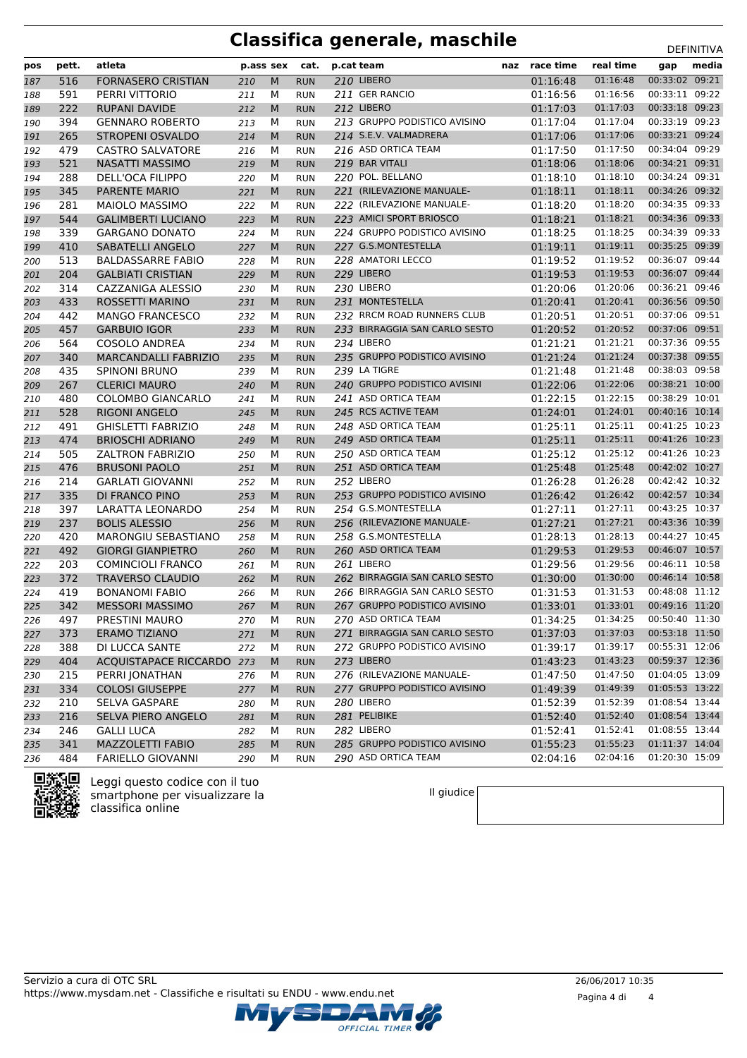# Classifica generale, maschile

DEFINITIVA

| pos | pett. | atleta | p.ass | sex | cat. | p.cat | team | naz | race time | real time | gap | media |
|---|---|---|---|---|---|---|---|---|---|---|---|---|
| 187 | 516 | FORNASERO CRISTIAN | 210 | M | RUN | 210 | LIBERO | | 01:16:48 | 01:16:48 | 00:33:02 | 09:21 |
| 188 | 591 | PERRI VITTORIO | 211 | M | RUN | 211 | GER RANCIO | | 01:16:56 | 01:16:56 | 00:33:11 | 09:22 |
| 189 | 222 | RUPANI DAVIDE | 212 | M | RUN | 212 | LIBERO | | 01:17:03 | 01:17:03 | 00:33:18 | 09:23 |
| 190 | 394 | GENNARO ROBERTO | 213 | M | RUN | 213 | GRUPPO PODISTICO AVISINO | | 01:17:04 | 01:17:04 | 00:33:19 | 09:23 |
| 191 | 265 | STROPENI OSVALDO | 214 | M | RUN | 214 | S.E.V. VALMADRERA | | 01:17:06 | 01:17:06 | 00:33:21 | 09:24 |
| 192 | 479 | CASTRO SALVATORE | 216 | M | RUN | 216 | ASD ORTICA TEAM | | 01:17:50 | 01:17:50 | 00:34:04 | 09:29 |
| 193 | 521 | NASATTI MASSIMO | 219 | M | RUN | 219 | BAR VITALI | | 01:18:06 | 01:18:06 | 00:34:21 | 09:31 |
| 194 | 288 | DELL'OCA FILIPPO | 220 | M | RUN | 220 | POL. BELLANO | | 01:18:10 | 01:18:10 | 00:34:24 | 09:31 |
| 195 | 345 | PARENTE MARIO | 221 | M | RUN | 221 | (RILEVAZIONE MANUALE- | | 01:18:11 | 01:18:11 | 00:34:26 | 09:32 |
| 196 | 281 | MAIOLO MASSIMO | 222 | M | RUN | 222 | (RILEVAZIONE MANUALE- | | 01:18:20 | 01:18:20 | 00:34:35 | 09:33 |
| 197 | 544 | GALIMBERTI LUCIANO | 223 | M | RUN | 223 | AMICI SPORT BRIOSCO | | 01:18:21 | 01:18:21 | 00:34:36 | 09:33 |
| 198 | 339 | GARGANO DONATO | 224 | M | RUN | 224 | GRUPPO PODISTICO AVISINO | | 01:18:25 | 01:18:25 | 00:34:39 | 09:33 |
| 199 | 410 | SABATELLI ANGELO | 227 | M | RUN | 227 | G.S.MONTESTELLA | | 01:19:11 | 01:19:11 | 00:35:25 | 09:39 |
| 200 | 513 | BALDASSARRE FABIO | 228 | M | RUN | 228 | AMATORI LECCO | | 01:19:52 | 01:19:52 | 00:36:07 | 09:44 |
| 201 | 204 | GALBIATI CRISTIAN | 229 | M | RUN | 229 | LIBERO | | 01:19:53 | 01:19:53 | 00:36:07 | 09:44 |
| 202 | 314 | CAZZANIGA ALESSIO | 230 | M | RUN | 230 | LIBERO | | 01:20:06 | 01:20:06 | 00:36:21 | 09:46 |
| 203 | 433 | ROSSETTI MARINO | 231 | M | RUN | 231 | MONTESTELLA | | 01:20:41 | 01:20:41 | 00:36:56 | 09:50 |
| 204 | 442 | MANGO FRANCESCO | 232 | M | RUN | 232 | RRCM ROAD RUNNERS CLUB | | 01:20:51 | 01:20:51 | 00:37:06 | 09:51 |
| 205 | 457 | GARBUIO IGOR | 233 | M | RUN | 233 | BIRRAGGIA SAN CARLO SESTO | | 01:20:52 | 01:20:52 | 00:37:06 | 09:51 |
| 206 | 564 | COSOLO ANDREA | 234 | M | RUN | 234 | LIBERO | | 01:21:21 | 01:21:21 | 00:37:36 | 09:55 |
| 207 | 340 | MARCANDALLI FABRIZIO | 235 | M | RUN | 235 | GRUPPO PODISTICO AVISINO | | 01:21:24 | 01:21:24 | 00:37:38 | 09:55 |
| 208 | 435 | SPINONI BRUNO | 239 | M | RUN | 239 | LA TIGRE | | 01:21:48 | 01:21:48 | 00:38:03 | 09:58 |
| 209 | 267 | CLERICI MAURO | 240 | M | RUN | 240 | GRUPPO PODISTICO AVISINI | | 01:22:06 | 01:22:06 | 00:38:21 | 10:00 |
| 210 | 480 | COLOMBO GIANCARLO | 241 | M | RUN | 241 | ASD ORTICA TEAM | | 01:22:15 | 01:22:15 | 00:38:29 | 10:01 |
| 211 | 528 | RIGONI ANGELO | 245 | M | RUN | 245 | RCS ACTIVE TEAM | | 01:24:01 | 01:24:01 | 00:40:16 | 10:14 |
| 212 | 491 | GHISLETTI FABRIZIO | 248 | M | RUN | 248 | ASD ORTICA TEAM | | 01:25:11 | 01:25:11 | 00:41:25 | 10:23 |
| 213 | 474 | BRIOSCHI ADRIANO | 249 | M | RUN | 249 | ASD ORTICA TEAM | | 01:25:11 | 01:25:11 | 00:41:26 | 10:23 |
| 214 | 505 | ZALTRON FABRIZIO | 250 | M | RUN | 250 | ASD ORTICA TEAM | | 01:25:12 | 01:25:12 | 00:41:26 | 10:23 |
| 215 | 476 | BRUSONI PAOLO | 251 | M | RUN | 251 | ASD ORTICA TEAM | | 01:25:48 | 01:25:48 | 00:42:02 | 10:27 |
| 216 | 214 | GARLATI GIOVANNI | 252 | M | RUN | 252 | LIBERO | | 01:26:28 | 01:26:28 | 00:42:42 | 10:32 |
| 217 | 335 | DI FRANCO PINO | 253 | M | RUN | 253 | GRUPPO PODISTICO AVISINO | | 01:26:42 | 01:26:42 | 00:42:57 | 10:34 |
| 218 | 397 | LARATTA LEONARDO | 254 | M | RUN | 254 | G.S.MONTESTELLA | | 01:27:11 | 01:27:11 | 00:43:25 | 10:37 |
| 219 | 237 | BOLIS ALESSIO | 256 | M | RUN | 256 | (RILEVAZIONE MANUALE- | | 01:27:21 | 01:27:21 | 00:43:36 | 10:39 |
| 220 | 420 | MARONGIU SEBASTIANO | 258 | M | RUN | 258 | G.S.MONTESTELLA | | 01:28:13 | 01:28:13 | 00:44:27 | 10:45 |
| 221 | 492 | GIORGI GIANPIETRO | 260 | M | RUN | 260 | ASD ORTICA TEAM | | 01:29:53 | 01:29:53 | 00:46:07 | 10:57 |
| 222 | 203 | COMINCIOLI FRANCO | 261 | M | RUN | 261 | LIBERO | | 01:29:56 | 01:29:56 | 00:46:11 | 10:58 |
| 223 | 372 | TRAVERSO CLAUDIO | 262 | M | RUN | 262 | BIRRAGGIA SAN CARLO SESTO | | 01:30:00 | 01:30:00 | 00:46:14 | 10:58 |
| 224 | 419 | BONANOMI FABIO | 266 | M | RUN | 266 | BIRRAGGIA SAN CARLO SESTO | | 01:31:53 | 01:31:53 | 00:48:08 | 11:12 |
| 225 | 342 | MESSORI MASSIMO | 267 | M | RUN | 267 | GRUPPO PODISTICO AVISINO | | 01:33:01 | 01:33:01 | 00:49:16 | 11:20 |
| 226 | 497 | PRESTINI MAURO | 270 | M | RUN | 270 | ASD ORTICA TEAM | | 01:34:25 | 01:34:25 | 00:50:40 | 11:30 |
| 227 | 373 | ERAMO TIZIANO | 271 | M | RUN | 271 | BIRRAGGIA SAN CARLO SESTO | | 01:37:03 | 01:37:03 | 00:53:18 | 11:50 |
| 228 | 388 | DI LUCCA SANTE | 272 | M | RUN | 272 | GRUPPO PODISTICO AVISINO | | 01:39:17 | 01:39:17 | 00:55:31 | 12:06 |
| 229 | 404 | ACQUISTAPACE RICCARDO | 273 | M | RUN | 273 | LIBERO | | 01:43:23 | 01:43:23 | 00:59:37 | 12:36 |
| 230 | 215 | PERRI JONATHAN | 276 | M | RUN | 276 | (RILEVAZIONE MANUALE- | | 01:47:50 | 01:47:50 | 01:04:05 | 13:09 |
| 231 | 334 | COLOSI GIUSEPPE | 277 | M | RUN | 277 | GRUPPO PODISTICO AVISINO | | 01:49:39 | 01:49:39 | 01:05:53 | 13:22 |
| 232 | 210 | SELVA GASPARE | 280 | M | RUN | 280 | LIBERO | | 01:52:39 | 01:52:39 | 01:08:54 | 13:44 |
| 233 | 216 | SELVA PIERO ANGELO | 281 | M | RUN | 281 | PELIBIKE | | 01:52:40 | 01:52:40 | 01:08:54 | 13:44 |
| 234 | 246 | GALLI LUCA | 282 | M | RUN | 282 | LIBERO | | 01:52:41 | 01:52:41 | 01:08:55 | 13:44 |
| 235 | 341 | MAZZOLETTI FABIO | 285 | M | RUN | 285 | GRUPPO PODISTICO AVISINO | | 01:55:23 | 01:55:23 | 01:11:37 | 14:04 |
| 236 | 484 | FARIELLO GIOVANNI | 290 | M | RUN | 290 | ASD ORTICA TEAM | | 02:04:16 | 02:04:16 | 01:20:30 | 15:09 |

Leggi questo codice con il tuo smartphone per visualizzare la classifica online

Il giudice

Servizio a cura di OTC SRL
https://www.mysdam.net - Classifiche e risultati su ENDU - www.endu.net

26/06/2017 10:35